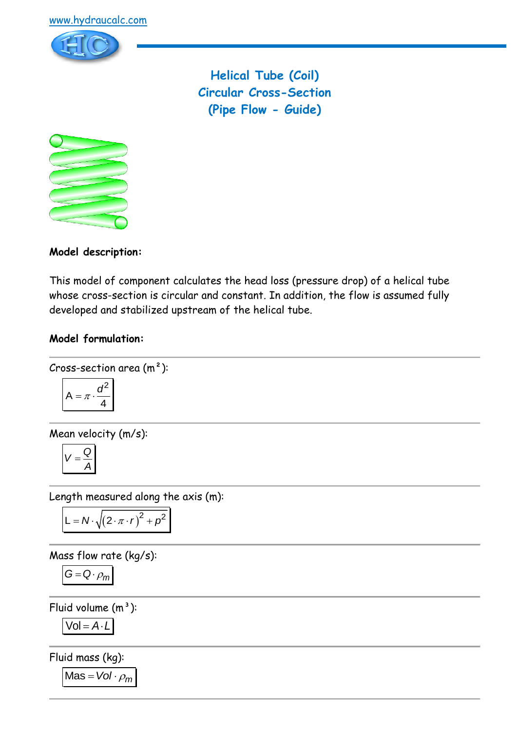www.hydraucalc.com

# Helical Tube (Coil)
# Circular Cross-Section
# (Pipe Flow - Guide)

**Model description:**

This model of component calculates the head loss (pressure drop) of a helical tube whose cross-section is circular and constant. In addition, the flow is assumed fully developed and stabilized upstream of the helical tube.

**Model formulation:**

---

Cross-section area (m²):

$$A = \pi \cdot \frac{d^2}{4}$$

---

Mean velocity (m/s):

$$V = \frac{Q}{A}$$

---

Length measured along the axis (m):

$$L = N \cdot \sqrt{(2 \cdot \pi \cdot r)^2 + p^2}$$

---

Mass flow rate (kg/s):

$$G = Q \cdot \rho_m$$

---

Fluid volume (m³):

$$Vol = A \cdot L$$

---

Fluid mass (kg):

$$Mas = Vol \cdot \rho_m$$

---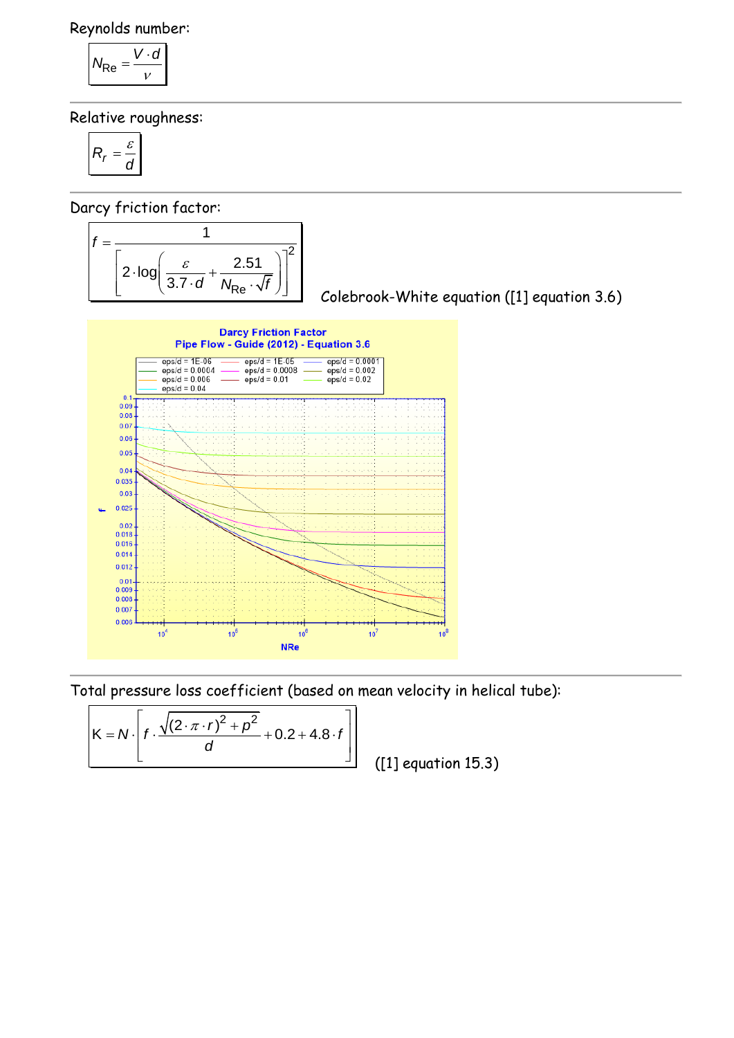Reynolds number:

$$N_{Re} = \frac{V \cdot d}{\nu}$$

---

Relative roughness:

$$R_r = \frac{\varepsilon}{d}$$

---

Darcy friction factor:

$$f = \frac{1}{\left[2 \cdot \log\left(\frac{\varepsilon}{3.7 \cdot d} + \frac{2.51}{N_{Re} \cdot \sqrt{f}}\right)\right]^2}$$

Colebrook-White equation ([1] equation 3.6)

---

Total pressure loss coefficient (based on mean velocity in helical tube):

$$K = N \cdot \left[ f \cdot \frac{\sqrt{(2 \cdot \pi \cdot r)^2 + p^2}}{d} + 0.2 + 4.8 \cdot f \right]$$

([1] equation 15.3)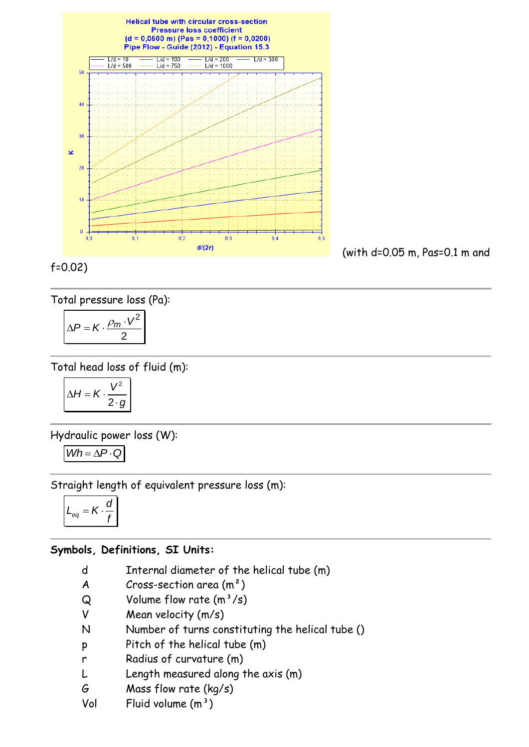(with d=0.05 m, Pas=0.1 m and f=0.02)

---

Total pressure loss (Pa):

$$\Delta P = K \cdot \frac{\rho_m \cdot V^2}{2}$$

---

Total head loss of fluid (m):

$$\Delta H = K \cdot \frac{V^2}{2 \cdot g}$$

---

Hydraulic power loss (W):

$$Wh = \Delta P \cdot Q$$

---

Straight length of equivalent pressure loss (m):

$$L_{eq} = K \cdot \frac{d}{f}$$

---

**Symbols, Definitions, SI Units:**

- d Internal diameter of the helical tube (m)
- A Cross-section area ($m^2$)
- Q Volume flow rate ($m^3/s$)
- V Mean velocity (m/s)
- N Number of turns constituting the helical tube ()
- p Pitch of the helical tube (m)
- r Radius of curvature (m)
- L Length measured along the axis (m)
- G Mass flow rate (kg/s)
- Vol Fluid volume ($m^3$)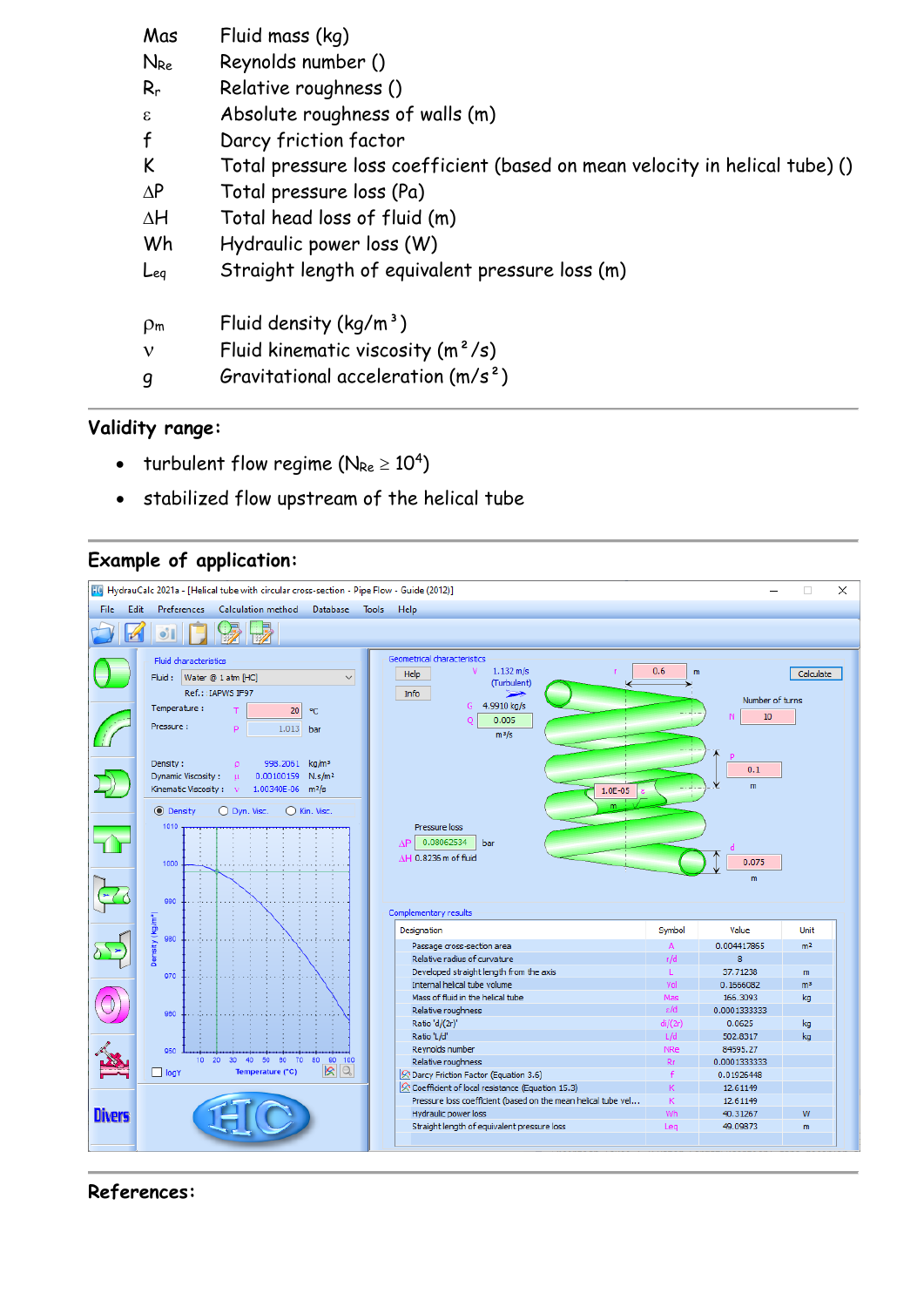| | |
|---|---|
| Mas | Fluid mass (kg) |
| $N_{Re}$ | Reynolds number () |
| $R_r$ | Relative roughness () |
| $\varepsilon$ | Absolute roughness of walls (m) |
| f | Darcy friction factor |
| K | Total pressure loss coefficient (based on mean velocity in helical tube) () |
| $\Delta P$ | Total pressure loss (Pa) |
| $\Delta H$ | Total head loss of fluid (m) |
| Wh | Hydraulic power loss (W) |
| $L_{eq}$ | Straight length of equivalent pressure loss (m) |
| | |
| $\rho_m$ | Fluid density ($kg/m^3$) |
| $\nu$ | Fluid kinematic viscosity ($m^2/s$) |
| g | Gravitational acceleration ($m/s^2$) |

## Validity range:

- turbulent flow regime ($N_{Re} \geq 10^4$)
- stabilized flow upstream of the helical tube

## Example of application:

HydrauCalc 2021a - [Helical tube with circular cross-section - Pipe Flow - Guide (2012)]

Fluid characteristics: Fluid: Water @ 1 atm [HC]; Ref.: IAPWS IF97; Temperature: T = 20 °C; Pressure: P = 1.013 bar; Density: ρ = 998.2061 kg/m³; Dynamic Viscosity: μ = 0.00100159 N.s/m²; Kinematic Viscosity: ν = 1.00340E-06 m²/s

Geometrical characteristics: V = 1.132 m/s (Turbulent); G = 4.9910 kg/s; Q = 0.005 m³/s; r = 0.6 m; Number of turns N = 10; p = 0.1 m; ε = 1.0E-05 m; d = 0.075 m

Pressure loss: ΔP = 0.08062534 bar; ΔH = 0.8236 m of fluid

Complementary results

| Designation | Symbol | Value | Unit |
|---|---|---|---|
| Passage cross-section area | A | 0.004417865 | m² |
| Relative radius of curvature | r/d | 8 | |
| Developed straight length from the axis | L | 37.71238 | m |
| Internal helical tube volume | Vol | 0.1666082 | m³ |
| Mass of fluid in the helical tube | Mas | 166.3093 | kg |
| Relative roughness | ε/d | 0.0001333333 | |
| Ratio 'd/(2r)' | d/(2r) | 0.0625 | kg |
| Ratio 'L/d' | L/d | 502.8317 | kg |
| Reynolds number | NRe | 84595.27 | |
| Relative roughness | Rr | 0.0001333333 | |
| Darcy Friction Factor (Equation 3.6) | f | 0.01926448 | |
| Coefficient of local resistance (Equation 15.3) | K | 12.61149 | |
| Pressure loss coefficient (based on the mean helical tube vel... | K | 12.61149 | |
| Hydraulic power loss | Wh | 40.31267 | W |
| Straight length of equivalent pressure loss | Leq | 49.09873 | m |

## References: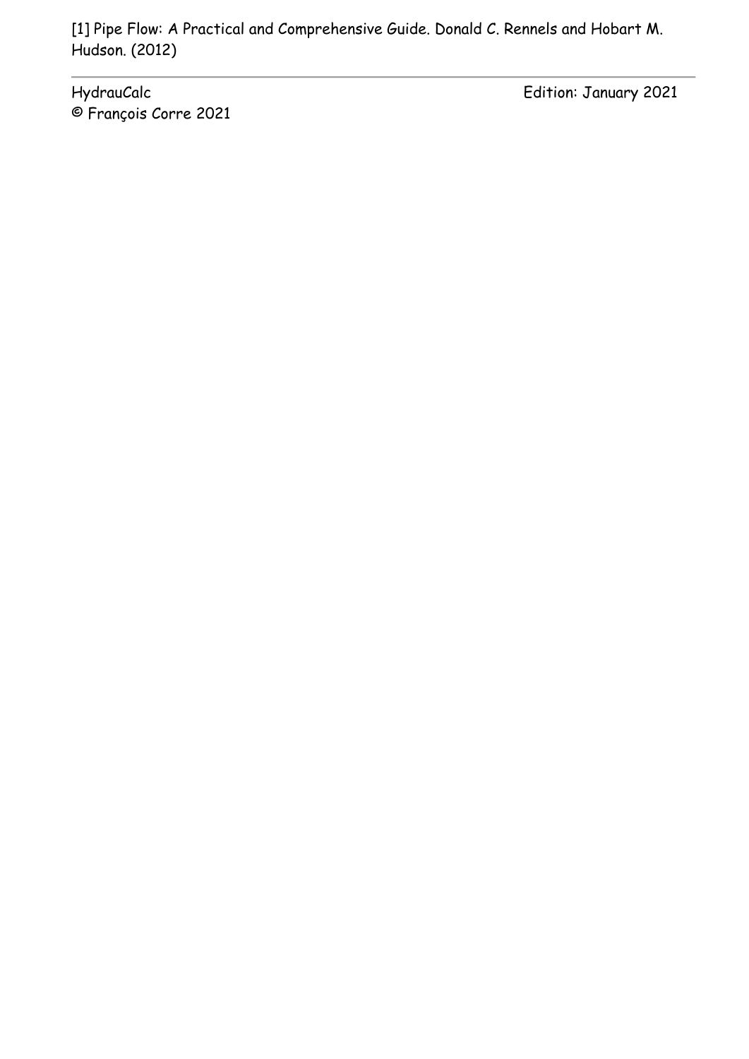[1] Pipe Flow: A Practical and Comprehensive Guide. Donald C. Rennels and Hobart M. Hudson. (2012)